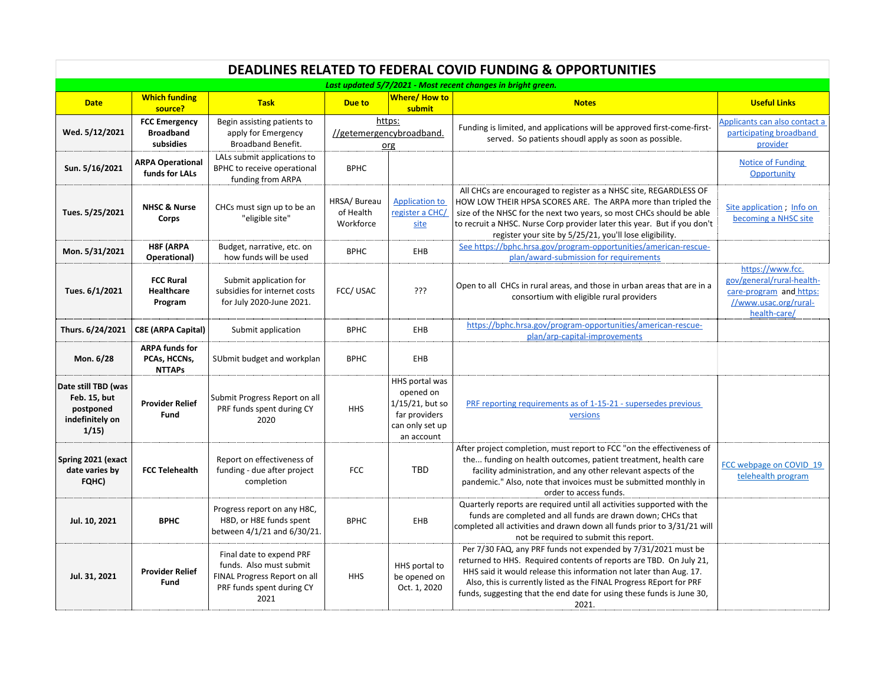# DEADLINES RELATED TO FEDERAL COVID FUNDING & OPPORTUNITIES

***Last updated 5/7/2021 - Most recent changes in bright green.***

| Date | Which funding source? | Task | Due to | Where/ How to submit | Notes | Useful Links |
|---|---|---|---|---|---|---|
| **Wed. 5/12/2021** | **FCC Emergency Broadband subsidies** | Begin assisting patients to apply for Emergency Broadband Benefit. | https://getemergencybroadband.org | | Funding is limited, and applications will be approved first-come-first-served. So patients shoudl apply as soon as possible. | Applicants can also contact a participating broadband provider |
| **Sun. 5/16/2021** | **ARPA Operational funds for LALs** | LALs submit applications to BPHC to receive operational funding from ARPA | BPHC | | | Notice of Funding Opportunity |
| **Tues. 5/25/2021** | **NHSC & Nurse Corps** | CHCs must sign up to be an "eligible site" | HRSA/ Bureau of Health Workforce | Application to register a CHC/ site | All CHCs are encouraged to register as a NHSC site, REGARDLESS OF HOW LOW THEIR HPSA SCORES ARE. The ARPA more than tripled the size of the NHSC for the next two years, so most CHCs should be able to recruit a NHSC. Nurse Corp provider later this year. But if you don't register your site by 5/25/21, you'll lose eligibility. | Site application ; Info on becoming a NHSC site |
| **Mon. 5/31/2021** | **H8F (ARPA Operational)** | Budget, narrative, etc. on how funds will be used | BPHC | EHB | See https://bphc.hrsa.gov/program-opportunities/american-rescue-plan/award-submission for requirements | |
| **Tues. 6/1/2021** | **FCC Rural Healthcare Program** | Submit application for subsidies for internet costs for July 2020-June 2021. | FCC/ USAC | ??? | Open to all CHCs in rural areas, and those in urban areas that are in a consortium with eligible rural providers | https://www.fcc.gov/general/rural-health-care-program and https://www.usac.org/rural-health-care/ |
| **Thurs. 6/24/2021** | **C8E (ARPA Capital)** | Submit application | BPHC | EHB | https://bphc.hrsa.gov/program-opportunities/american-rescue-plan/arp-capital-improvements | |
| **Mon. 6/28** | **ARPA funds for PCAs, HCCNs, NTTAPs** | SUbmit budget and workplan | BPHC | EHB | | |
| **Date still TBD (was Feb. 15, but postponed indefinitely on 1/15)** | **Provider Relief Fund** | Submit Progress Report on all PRF funds spent during CY 2020 | HHS | HHS portal was opened on 1/15/21, but so far providers can only set up an account | PRF reporting requirements as of 1-15-21 - supersedes previous versions | |
| **Spring 2021 (exact date varies by FQHC)** | **FCC Telehealth** | Report on effectiveness of funding - due after project completion | FCC | TBD | After project completion, must report to FCC "on the effectiveness of the... funding on health outcomes, patient treatment, health care facility administration, and any other relevant aspects of the pandemic." Also, note that invoices must be submitted monthly in order to access funds. | FCC webpage on COVID_19 telehealth program |
| **Jul. 10, 2021** | **BPHC** | Progress report on any H8C, H8D, or H8E funds spent between 4/1/21 and 6/30/21. | BPHC | EHB | Quarterly reports are required until all activities supported with the funds are completed and all funds are drawn down; CHCs that completed all activities and drawn down all funds prior to 3/31/21 will not be required to submit this report. | |
| **Jul. 31, 2021** | **Provider Relief Fund** | Final date to expend PRF funds. Also must submit FINAL Progress Report on all PRF funds spent during CY 2021 | HHS | HHS portal to be opened on Oct. 1, 2020 | Per 7/30 FAQ, any PRF funds not expended by 7/31/2021 must be returned to HHS. Required contents of reports are TBD. On July 21, HHS said it would release this information not later than Aug. 17. Also, this is currently listed as the FINAL Progress REport for PRF funds, suggesting that the end date for using these funds is June 30, 2021. | |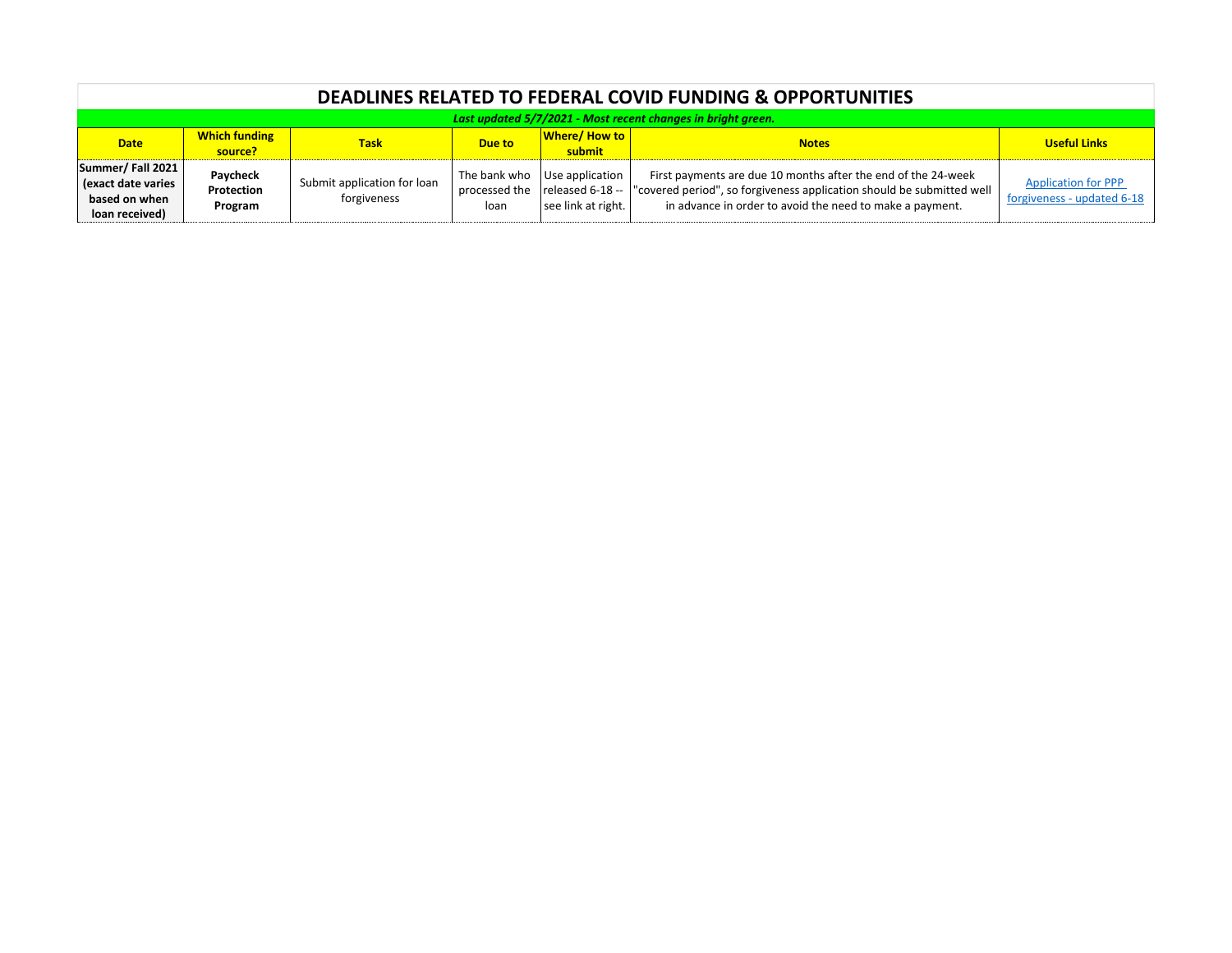# DEADLINES RELATED TO FEDERAL COVID FUNDING & OPPORTUNITIES

*Last updated 5/7/2021 - Most recent changes in bright green.*

| Date | Which funding source? | Task | Due to | Where/ How to submit | Notes | Useful Links |
|---|---|---|---|---|---|---|
| **Summer/ Fall 2021 (exact date varies based on when loan received)** | **Paycheck Protection Program** | Submit application for loan forgiveness | The bank who processed the loan | Use application released 6-18 -- see link at right. | First payments are due 10 months after the end of the 24-week "covered period", so forgiveness application should be submitted well in advance in order to avoid the need to make a payment. | Application for PPP forgiveness - updated 6-18 |